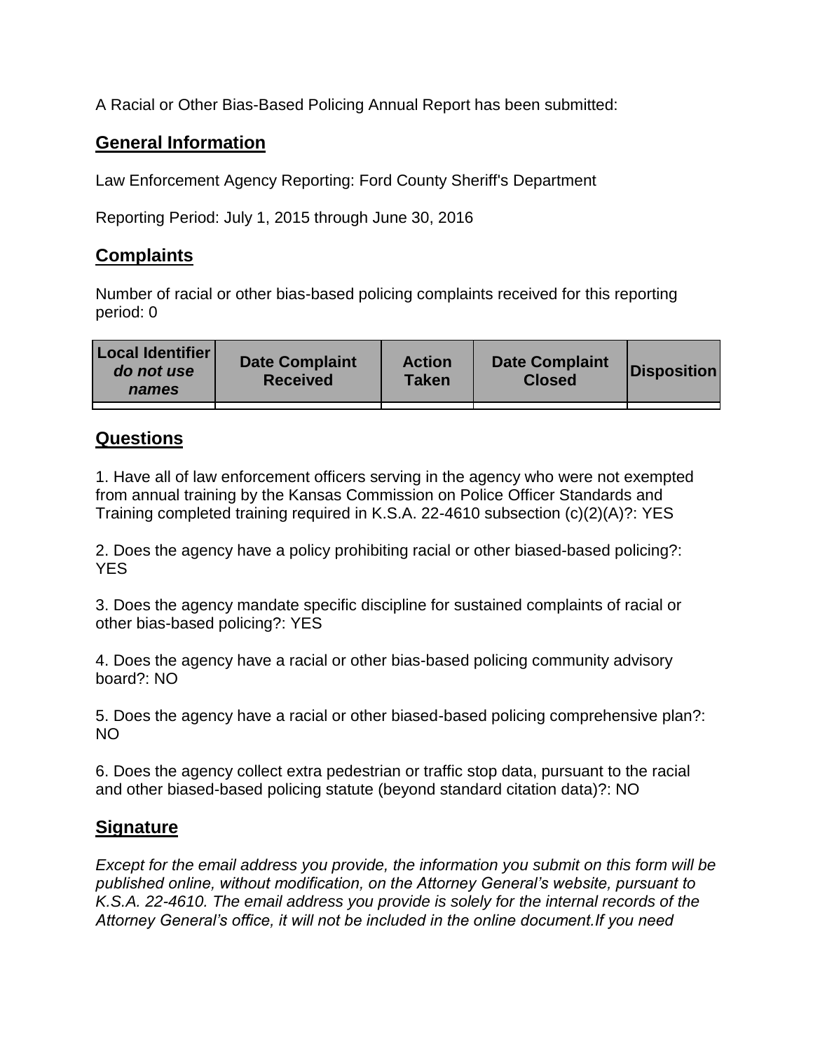A Racial or Other Bias-Based Policing Annual Report has been submitted:

## General Information

Law Enforcement Agency Reporting: Ford County Sheriff's Department

Reporting Period: July 1, 2015 through June 30, 2016

## Complaints

Number of racial or other bias-based policing complaints received for this reporting period: 0

| Local Identifier *do not use names* | Date Complaint Received | Action Taken | Date Complaint Closed | Disposition |
|---|---|---|---|---|
| | | | | |

## Questions

1. Have all of law enforcement officers serving in the agency who were not exempted from annual training by the Kansas Commission on Police Officer Standards and Training completed training required in K.S.A. 22-4610 subsection (c)(2)(A)?: YES

2. Does the agency have a policy prohibiting racial or other biased-based policing?: YES

3. Does the agency mandate specific discipline for sustained complaints of racial or other bias-based policing?: YES

4. Does the agency have a racial or other bias-based policing community advisory board?: NO

5. Does the agency have a racial or other biased-based policing comprehensive plan?: NO

6. Does the agency collect extra pedestrian or traffic stop data, pursuant to the racial and other biased-based policing statute (beyond standard citation data)?: NO

## Signature

*Except for the email address you provide, the information you submit on this form will be published online, without modification, on the Attorney General's website, pursuant to K.S.A. 22-4610. The email address you provide is solely for the internal records of the Attorney General's office, it will not be included in the online document.If you need*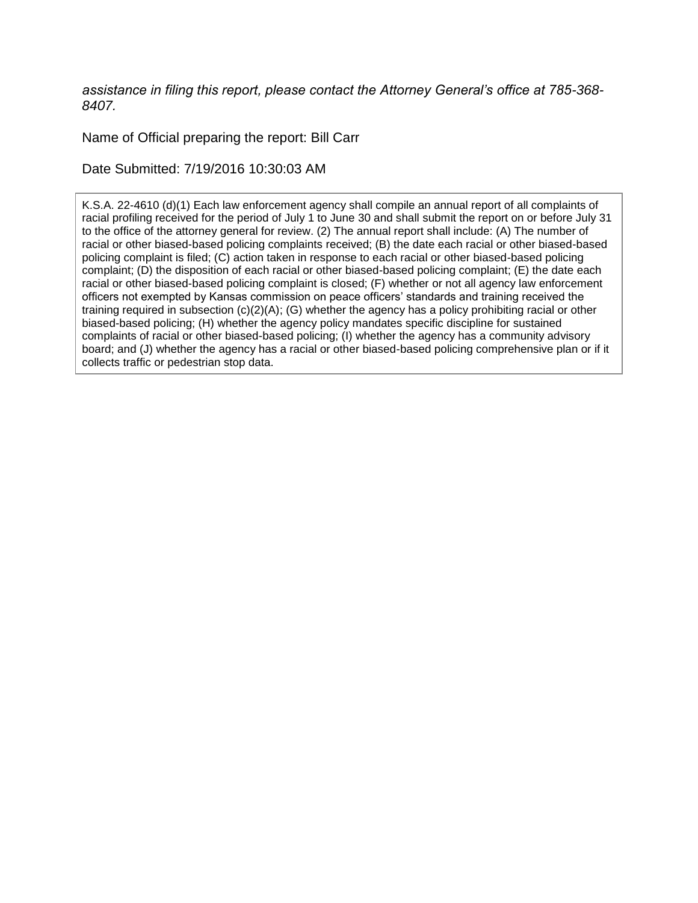*assistance in filing this report, please contact the Attorney General's office at 785-368-8407.*

Name of Official preparing the report: Bill Carr

Date Submitted: 7/19/2016 10:30:03 AM

K.S.A. 22-4610 (d)(1) Each law enforcement agency shall compile an annual report of all complaints of racial profiling received for the period of July 1 to June 30 and shall submit the report on or before July 31 to the office of the attorney general for review. (2) The annual report shall include: (A) The number of racial or other biased-based policing complaints received; (B) the date each racial or other biased-based policing complaint is filed; (C) action taken in response to each racial or other biased-based policing complaint; (D) the disposition of each racial or other biased-based policing complaint; (E) the date each racial or other biased-based policing complaint is closed; (F) whether or not all agency law enforcement officers not exempted by Kansas commission on peace officers' standards and training received the training required in subsection (c)(2)(A); (G) whether the agency has a policy prohibiting racial or other biased-based policing; (H) whether the agency policy mandates specific discipline for sustained complaints of racial or other biased-based policing; (I) whether the agency has a community advisory board; and (J) whether the agency has a racial or other biased-based policing comprehensive plan or if it collects traffic or pedestrian stop data.